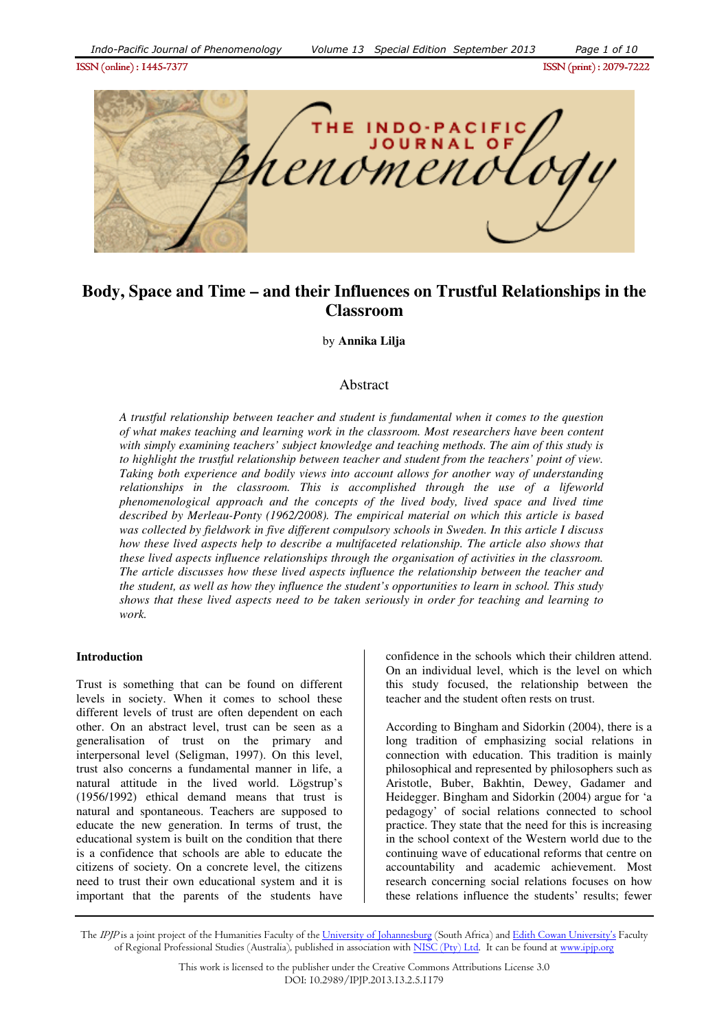# Body, Space and Time – and their Influences on Trustful Relationships in the Classroom

by **Annika Lilja**

## Abstract

*A trustful relationship between teacher and student is fundamental when it comes to the question of what makes teaching and learning work in the classroom. Most researchers have been content with simply examining teachers' subject knowledge and teaching methods. The aim of this study is to highlight the trustful relationship between teacher and student from the teachers' point of view. Taking both experience and bodily views into account allows for another way of understanding relationships in the classroom. This is accomplished through the use of a lifeworld phenomenological approach and the concepts of the lived body, lived space and lived time described by Merleau-Ponty (1962/2008). The empirical material on which this article is based was collected by fieldwork in five different compulsory schools in Sweden. In this article I discuss how these lived aspects help to describe a multifaceted relationship. The article also shows that these lived aspects influence relationships through the organisation of activities in the classroom. The article discusses how these lived aspects influence the relationship between the teacher and the student, as well as how they influence the student's opportunities to learn in school. This study shows that these lived aspects need to be taken seriously in order for teaching and learning to work.*

### Introduction

Trust is something that can be found on different levels in society. When it comes to school these different levels of trust are often dependent on each other. On an abstract level, trust can be seen as a generalisation of trust on the primary and interpersonal level (Seligman, 1997). On this level, trust also concerns a fundamental manner in life, a natural attitude in the lived world. Lögstrup's (1956/1992) ethical demand means that trust is natural and spontaneous. Teachers are supposed to educate the new generation. In terms of trust, the educational system is built on the condition that there is a confidence that schools are able to educate the citizens of society. On a concrete level, the citizens need to trust their own educational system and it is important that the parents of the students have confidence in the schools which their children attend. On an individual level, which is the level on which this study focused, the relationship between the teacher and the student often rests on trust.

According to Bingham and Sidorkin (2004), there is a long tradition of emphasizing social relations in connection with education. This tradition is mainly philosophical and represented by philosophers such as Aristotle, Buber, Bakhtin, Dewey, Gadamer and Heidegger. Bingham and Sidorkin (2004) argue for 'a pedagogy' of social relations connected to school practice. They state that the need for this is increasing in the school context of the Western world due to the continuing wave of educational reforms that centre on accountability and academic achievement. Most research concerning social relations focuses on how these relations influence the students' results; fewer

The *IPJP* is a joint project of the Humanities Faculty of the University of Johannesburg (South Africa) and Edith Cowan University's Faculty of Regional Professional Studies (Australia), published in association with NISC (Pty) Ltd. It can be found at www.ipjp.org

This work is licensed to the publisher under the Creative Commons Attributions License 3.0
DOI: 10.2989/IPJP.2013.13.2.5.1179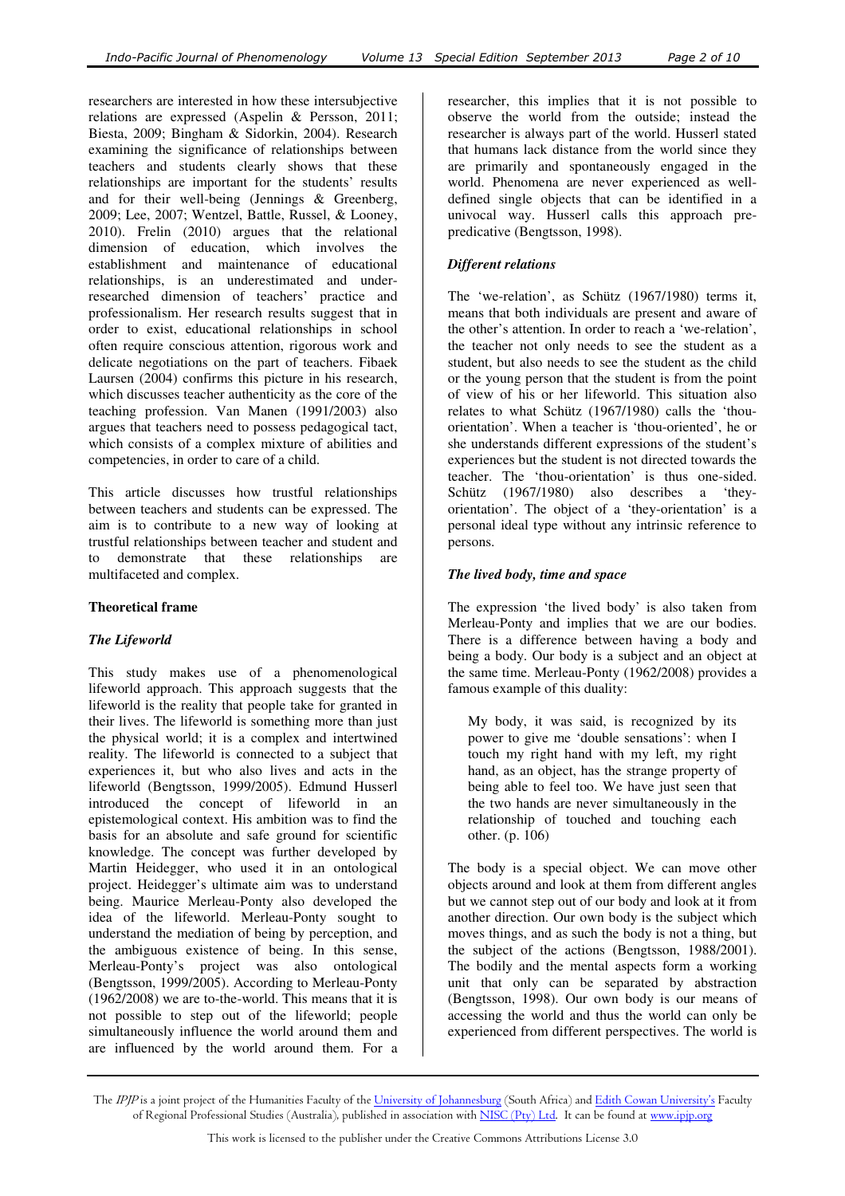researchers are interested in how these intersubjective relations are expressed (Aspelin & Persson, 2011; Biesta, 2009; Bingham & Sidorkin, 2004). Research examining the significance of relationships between teachers and students clearly shows that these relationships are important for the students' results and for their well-being (Jennings & Greenberg, 2009; Lee, 2007; Wentzel, Battle, Russel, & Looney, 2010). Frelin (2010) argues that the relational dimension of education, which involves the establishment and maintenance of educational relationships, is an underestimated and under-researched dimension of teachers' practice and professionalism. Her research results suggest that in order to exist, educational relationships in school often require conscious attention, rigorous work and delicate negotiations on the part of teachers. Fibaek Laursen (2004) confirms this picture in his research, which discusses teacher authenticity as the core of the teaching profession. Van Manen (1991/2003) also argues that teachers need to possess pedagogical tact, which consists of a complex mixture of abilities and competencies, in order to care of a child.

This article discusses how trustful relationships between teachers and students can be expressed. The aim is to contribute to a new way of looking at trustful relationships between teacher and student and to demonstrate that these relationships are multifaceted and complex.

## Theoretical frame

### *The Lifeworld*

This study makes use of a phenomenological lifeworld approach. This approach suggests that the lifeworld is the reality that people take for granted in their lives. The lifeworld is something more than just the physical world; it is a complex and intertwined reality. The lifeworld is connected to a subject that experiences it, but who also lives and acts in the lifeworld (Bengtsson, 1999/2005). Edmund Husserl introduced the concept of lifeworld in an epistemological context. His ambition was to find the basis for an absolute and safe ground for scientific knowledge. The concept was further developed by Martin Heidegger, who used it in an ontological project. Heidegger's ultimate aim was to understand being. Maurice Merleau-Ponty also developed the idea of the lifeworld. Merleau-Ponty sought to understand the mediation of being by perception, and the ambiguous existence of being. In this sense, Merleau-Ponty's project was also ontological (Bengtsson, 1999/2005). According to Merleau-Ponty (1962/2008) we are to-the-world. This means that it is not possible to step out of the lifeworld; people simultaneously influence the world around them and are influenced by the world around them. For a researcher, this implies that it is not possible to observe the world from the outside; instead the researcher is always part of the world. Husserl stated that humans lack distance from the world since they are primarily and spontaneously engaged in the world. Phenomena are never experienced as well-defined single objects that can be identified in a univocal way. Husserl calls this approach pre-predicative (Bengtsson, 1998).

### *Different relations*

The 'we-relation', as Schütz (1967/1980) terms it, means that both individuals are present and aware of the other's attention. In order to reach a 'we-relation', the teacher not only needs to see the student as a student, but also needs to see the student as the child or the young person that the student is from the point of view of his or her lifeworld. This situation also relates to what Schütz (1967/1980) calls the 'thou-orientation'. When a teacher is 'thou-oriented', he or she understands different expressions of the student's experiences but the student is not directed towards the teacher. The 'thou-orientation' is thus one-sided. Schütz (1967/1980) also describes a 'they-orientation'. The object of a 'they-orientation' is a personal ideal type without any intrinsic reference to persons.

### *The lived body, time and space*

The expression 'the lived body' is also taken from Merleau-Ponty and implies that we are our bodies. There is a difference between having a body and being a body. Our body is a subject and an object at the same time. Merleau-Ponty (1962/2008) provides a famous example of this duality:

> My body, it was said, is recognized by its power to give me 'double sensations': when I touch my right hand with my left, my right hand, as an object, has the strange property of being able to feel too. We have just seen that the two hands are never simultaneously in the relationship of touched and touching each other. (p. 106)

The body is a special object. We can move other objects around and look at them from different angles but we cannot step out of our body and look at it from another direction. Our own body is the subject which moves things, and as such the body is not a thing, but the subject of the actions (Bengtsson, 1988/2001). The bodily and the mental aspects form a working unit that only can be separated by abstraction (Bengtsson, 1998). Our own body is our means of accessing the world and thus the world can only be experienced from different perspectives. The world is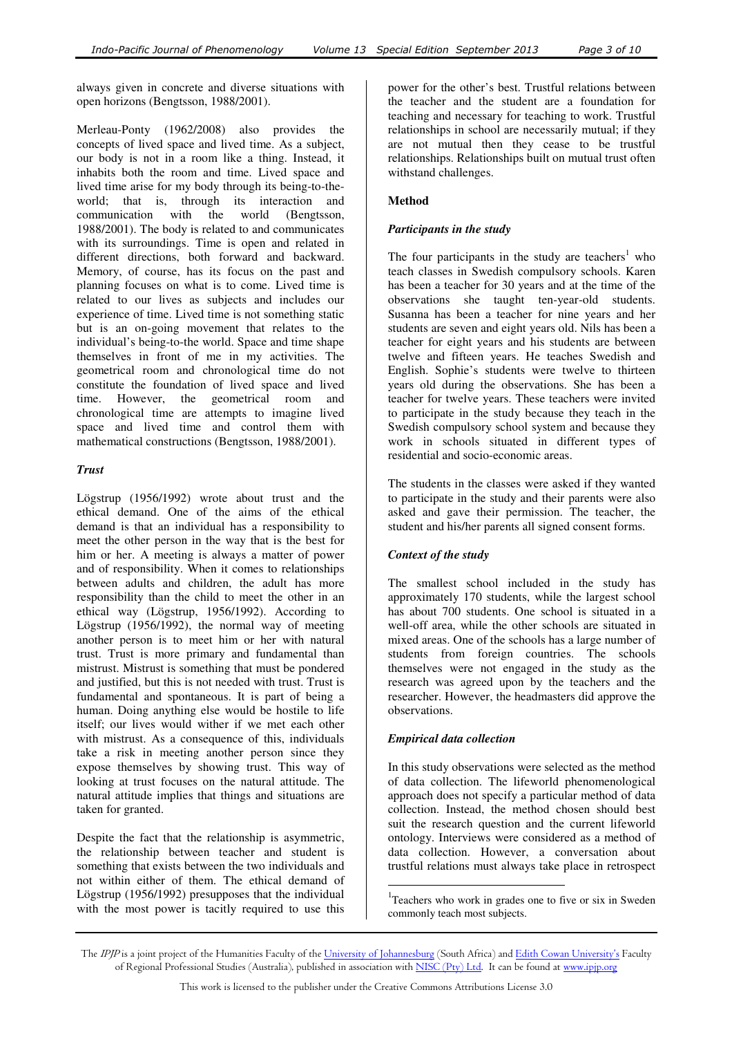always given in concrete and diverse situations with open horizons (Bengtsson, 1988/2001).

Merleau-Ponty (1962/2008) also provides the concepts of lived space and lived time. As a subject, our body is not in a room like a thing. Instead, it inhabits both the room and time. Lived space and lived time arise for my body through its being-to-the-world; that is, through its interaction and communication with the world (Bengtsson, 1988/2001). The body is related to and communicates with its surroundings. Time is open and related in different directions, both forward and backward. Memory, of course, has its focus on the past and planning focuses on what is to come. Lived time is related to our lives as subjects and includes our experience of time. Lived time is not something static but is an on-going movement that relates to the individual's being-to-the world. Space and time shape themselves in front of me in my activities. The geometrical room and chronological time do not constitute the foundation of lived space and lived time. However, the geometrical room and chronological time are attempts to imagine lived space and lived time and control them with mathematical constructions (Bengtsson, 1988/2001).

### *Trust*

Lögstrup (1956/1992) wrote about trust and the ethical demand. One of the aims of the ethical demand is that an individual has a responsibility to meet the other person in the way that is the best for him or her. A meeting is always a matter of power and of responsibility. When it comes to relationships between adults and children, the adult has more responsibility than the child to meet the other in an ethical way (Lögstrup, 1956/1992). According to Lögstrup (1956/1992), the normal way of meeting another person is to meet him or her with natural trust. Trust is more primary and fundamental than mistrust. Mistrust is something that must be pondered and justified, but this is not needed with trust. Trust is fundamental and spontaneous. It is part of being a human. Doing anything else would be hostile to life itself; our lives would wither if we met each other with mistrust. As a consequence of this, individuals take a risk in meeting another person since they expose themselves by showing trust. This way of looking at trust focuses on the natural attitude. The natural attitude implies that things and situations are taken for granted.

Despite the fact that the relationship is asymmetric, the relationship between teacher and student is something that exists between the two individuals and not within either of them. The ethical demand of Lögstrup (1956/1992) presupposes that the individual with the most power is tacitly required to use this power for the other's best. Trustful relations between the teacher and the student are a foundation for teaching and necessary for teaching to work. Trustful relationships in school are necessarily mutual; if they are not mutual then they cease to be trustful relationships. Relationships built on mutual trust often withstand challenges.

## Method

### *Participants in the study*

The four participants in the study are teachers[1] who teach classes in Swedish compulsory schools. Karen has been a teacher for 30 years and at the time of the observations she taught ten-year-old students. Susanna has been a teacher for nine years and her students are seven and eight years old. Nils has been a teacher for eight years and his students are between twelve and fifteen years. He teaches Swedish and English. Sophie's students were twelve to thirteen years old during the observations. She has been a teacher for twelve years. These teachers were invited to participate in the study because they teach in the Swedish compulsory school system and because they work in schools situated in different types of residential and socio-economic areas.

The students in the classes were asked if they wanted to participate in the study and their parents were also asked and gave their permission. The teacher, the student and his/her parents all signed consent forms.

### *Context of the study*

The smallest school included in the study has approximately 170 students, while the largest school has about 700 students. One school is situated in a well-off area, while the other schools are situated in mixed areas. One of the schools has a large number of students from foreign countries. The schools themselves were not engaged in the study as the research was agreed upon by the teachers and the researcher. However, the headmasters did approve the observations.

### *Empirical data collection*

In this study observations were selected as the method of data collection. The lifeworld phenomenological approach does not specify a particular method of data collection. Instead, the method chosen should best suit the research question and the current lifeworld ontology. Interviews were considered as a method of data collection. However, a conversation about trustful relations must always take place in retrospect

[1] Teachers who work in grades one to five or six in Sweden commonly teach most subjects.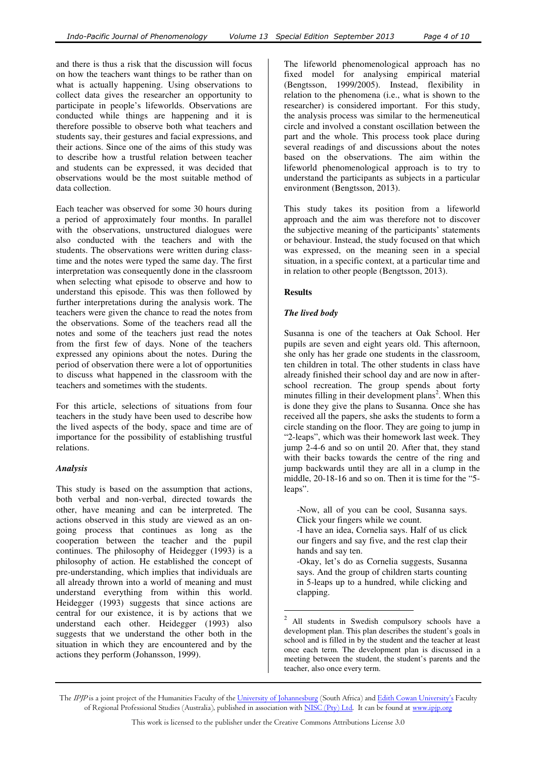and there is thus a risk that the discussion will focus on how the teachers want things to be rather than on what is actually happening. Using observations to collect data gives the researcher an opportunity to participate in people's lifeworlds. Observations are conducted while things are happening and it is therefore possible to observe both what teachers and students say, their gestures and facial expressions, and their actions. Since one of the aims of this study was to describe how a trustful relation between teacher and students can be expressed, it was decided that observations would be the most suitable method of data collection.

Each teacher was observed for some 30 hours during a period of approximately four months. In parallel with the observations, unstructured dialogues were also conducted with the teachers and with the students. The observations were written during class-time and the notes were typed the same day. The first interpretation was consequently done in the classroom when selecting what episode to observe and how to understand this episode. This was then followed by further interpretations during the analysis work. The teachers were given the chance to read the notes from the observations. Some of the teachers read all the notes and some of the teachers just read the notes from the first few of days. None of the teachers expressed any opinions about the notes. During the period of observation there were a lot of opportunities to discuss what happened in the classroom with the teachers and sometimes with the students.

For this article, selections of situations from four teachers in the study have been used to describe how the lived aspects of the body, space and time are of importance for the possibility of establishing trustful relations.

### *Analysis*

This study is based on the assumption that actions, both verbal and non-verbal, directed towards the other, have meaning and can be interpreted. The actions observed in this study are viewed as an on-going process that continues as long as the cooperation between the teacher and the pupil continues. The philosophy of Heidegger (1993) is a philosophy of action. He established the concept of pre-understanding, which implies that individuals are all already thrown into a world of meaning and must understand everything from within this world. Heidegger (1993) suggests that since actions are central for our existence, it is by actions that we understand each other. Heidegger (1993) also suggests that we understand the other both in the situation in which they are encountered and by the actions they perform (Johansson, 1999).

The lifeworld phenomenological approach has no fixed model for analysing empirical material (Bengtsson, 1999/2005). Instead, flexibility in relation to the phenomena (i.e., what is shown to the researcher) is considered important. For this study, the analysis process was similar to the hermeneutical circle and involved a constant oscillation between the part and the whole. This process took place during several readings of and discussions about the notes based on the observations. The aim within the lifeworld phenomenological approach is to try to understand the participants as subjects in a particular environment (Bengtsson, 2013).

This study takes its position from a lifeworld approach and the aim was therefore not to discover the subjective meaning of the participants' statements or behaviour. Instead, the study focused on that which was expressed, on the meaning seen in a special situation, in a specific context, at a particular time and in relation to other people (Bengtsson, 2013).

## Results

### *The lived body*

Susanna is one of the teachers at Oak School. Her pupils are seven and eight years old. This afternoon, she only has her grade one students in the classroom, ten children in total. The other students in class have already finished their school day and are now in after-school recreation. The group spends about forty minutes filling in their development plans[2]. When this is done they give the plans to Susanna. Once she has received all the papers, she asks the students to form a circle standing on the floor. They are going to jump in "2-leaps", which was their homework last week. They jump 2-4-6 and so on until 20. After that, they stand with their backs towards the centre of the ring and jump backwards until they are all in a clump in the middle, 20-18-16 and so on. Then it is time for the "5-leaps".

> -Now, all of you can be cool, Susanna says. Click your fingers while we count.
> -I have an idea, Cornelia says. Half of us click our fingers and say five, and the rest clap their hands and say ten.
> -Okay, let's do as Cornelia suggests, Susanna says. And the group of children starts counting in 5-leaps up to a hundred, while clicking and clapping.

---

[2] All students in Swedish compulsory schools have a development plan. This plan describes the student's goals in school and is filled in by the student and the teacher at least once each term. The development plan is discussed in a meeting between the student, the student's parents and the teacher, also once every term.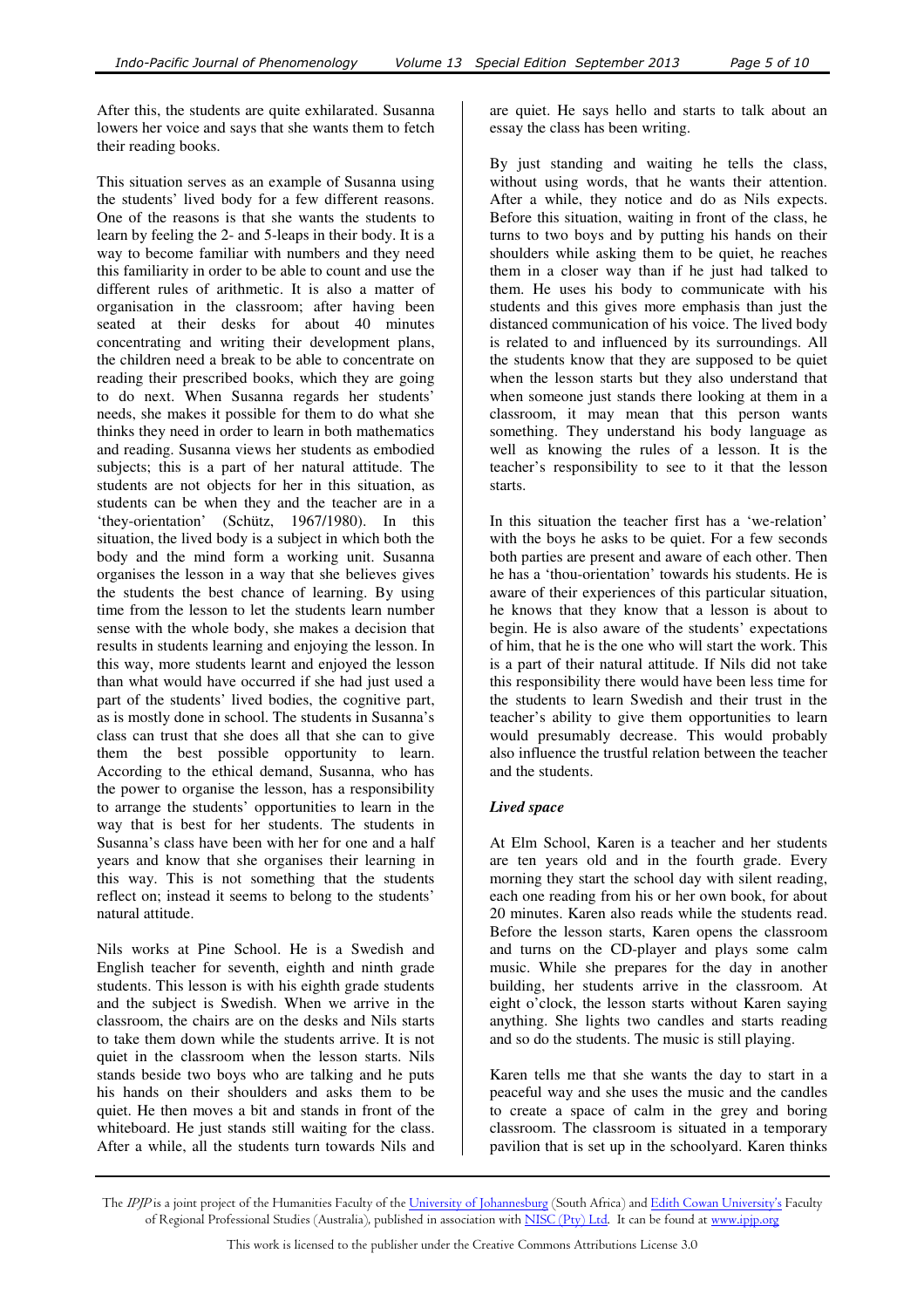After this, the students are quite exhilarated. Susanna lowers her voice and says that she wants them to fetch their reading books.

This situation serves as an example of Susanna using the students' lived body for a few different reasons. One of the reasons is that she wants the students to learn by feeling the 2- and 5-leaps in their body. It is a way to become familiar with numbers and they need this familiarity in order to be able to count and use the different rules of arithmetic. It is also a matter of organisation in the classroom; after having been seated at their desks for about 40 minutes concentrating and writing their development plans, the children need a break to be able to concentrate on reading their prescribed books, which they are going to do next. When Susanna regards her students' needs, she makes it possible for them to do what she thinks they need in order to learn in both mathematics and reading. Susanna views her students as embodied subjects; this is a part of her natural attitude. The students are not objects for her in this situation, as students can be when they and the teacher are in a 'they-orientation' (Schütz, 1967/1980). In this situation, the lived body is a subject in which both the body and the mind form a working unit. Susanna organises the lesson in a way that she believes gives the students the best chance of learning. By using time from the lesson to let the students learn number sense with the whole body, she makes a decision that results in students learning and enjoying the lesson. In this way, more students learnt and enjoyed the lesson than what would have occurred if she had just used a part of the students' lived bodies, the cognitive part, as is mostly done in school. The students in Susanna's class can trust that she does all that she can to give them the best possible opportunity to learn. According to the ethical demand, Susanna, who has the power to organise the lesson, has a responsibility to arrange the students' opportunities to learn in the way that is best for her students. The students in Susanna's class have been with her for one and a half years and know that she organises their learning in this way. This is not something that the students reflect on; instead it seems to belong to the students' natural attitude.

Nils works at Pine School. He is a Swedish and English teacher for seventh, eighth and ninth grade students. This lesson is with his eighth grade students and the subject is Swedish. When we arrive in the classroom, the chairs are on the desks and Nils starts to take them down while the students arrive. It is not quiet in the classroom when the lesson starts. Nils stands beside two boys who are talking and he puts his hands on their shoulders and asks them to be quiet. He then moves a bit and stands in front of the whiteboard. He just stands still waiting for the class. After a while, all the students turn towards Nils and are quiet. He says hello and starts to talk about an essay the class has been writing.

By just standing and waiting he tells the class, without using words, that he wants their attention. After a while, they notice and do as Nils expects. Before this situation, waiting in front of the class, he turns to two boys and by putting his hands on their shoulders while asking them to be quiet, he reaches them in a closer way than if he just had talked to them. He uses his body to communicate with his students and this gives more emphasis than just the distanced communication of his voice. The lived body is related to and influenced by its surroundings. All the students know that they are supposed to be quiet when the lesson starts but they also understand that when someone just stands there looking at them in a classroom, it may mean that this person wants something. They understand his body language as well as knowing the rules of a lesson. It is the teacher's responsibility to see to it that the lesson starts.

In this situation the teacher first has a 'we-relation' with the boys he asks to be quiet. For a few seconds both parties are present and aware of each other. Then he has a 'thou-orientation' towards his students. He is aware of their experiences of this particular situation, he knows that they know that a lesson is about to begin. He is also aware of the students' expectations of him, that he is the one who will start the work. This is a part of their natural attitude. If Nils did not take this responsibility there would have been less time for the students to learn Swedish and their trust in the teacher's ability to give them opportunities to learn would presumably decrease. This would probably also influence the trustful relation between the teacher and the students.

### *Lived space*

At Elm School, Karen is a teacher and her students are ten years old and in the fourth grade. Every morning they start the school day with silent reading, each one reading from his or her own book, for about 20 minutes. Karen also reads while the students read. Before the lesson starts, Karen opens the classroom and turns on the CD-player and plays some calm music. While she prepares for the day in another building, her students arrive in the classroom. At eight o'clock, the lesson starts without Karen saying anything. She lights two candles and starts reading and so do the students. The music is still playing.

Karen tells me that she wants the day to start in a peaceful way and she uses the music and the candles to create a space of calm in the grey and boring classroom. The classroom is situated in a temporary pavilion that is set up in the schoolyard. Karen thinks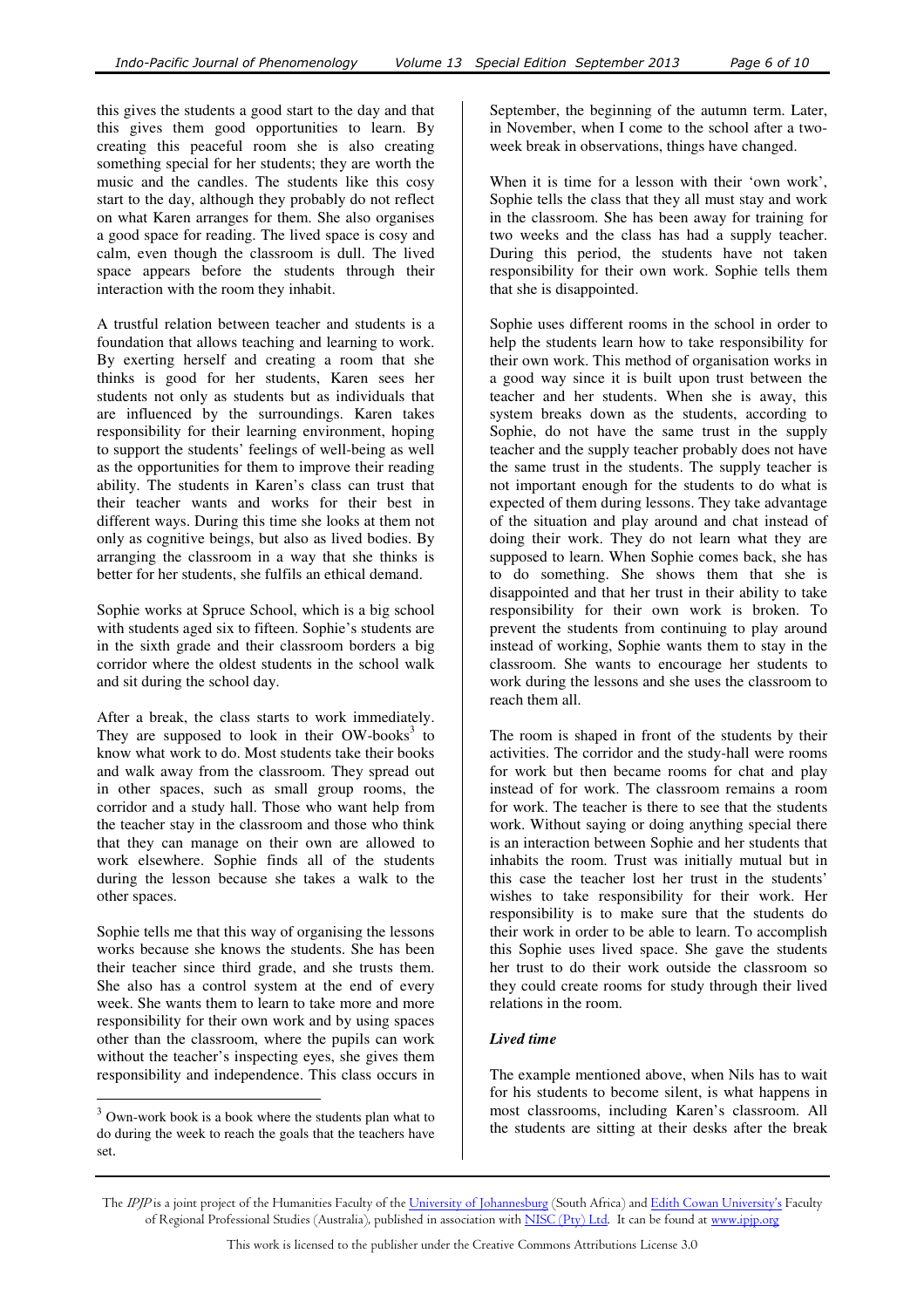this gives the students a good start to the day and that this gives them good opportunities to learn. By creating this peaceful room she is also creating something special for her students; they are worth the music and the candles. The students like this cosy start to the day, although they probably do not reflect on what Karen arranges for them. She also organises a good space for reading. The lived space is cosy and calm, even though the classroom is dull. The lived space appears before the students through their interaction with the room they inhabit.

A trustful relation between teacher and students is a foundation that allows teaching and learning to work. By exerting herself and creating a room that she thinks is good for her students, Karen sees her students not only as students but as individuals that are influenced by the surroundings. Karen takes responsibility for their learning environment, hoping to support the students' feelings of well-being as well as the opportunities for them to improve their reading ability. The students in Karen's class can trust that their teacher wants and works for their best in different ways. During this time she looks at them not only as cognitive beings, but also as lived bodies. By arranging the classroom in a way that she thinks is better for her students, she fulfils an ethical demand.

Sophie works at Spruce School, which is a big school with students aged six to fifteen. Sophie's students are in the sixth grade and their classroom borders a big corridor where the oldest students in the school walk and sit during the school day.

After a break, the class starts to work immediately. They are supposed to look in their OW-books[3] to know what work to do. Most students take their books and walk away from the classroom. They spread out in other spaces, such as small group rooms, the corridor and a study hall. Those who want help from the teacher stay in the classroom and those who think that they can manage on their own are allowed to work elsewhere. Sophie finds all of the students during the lesson because she takes a walk to the other spaces.

Sophie tells me that this way of organising the lessons works because she knows the students. She has been their teacher since third grade, and she trusts them. She also has a control system at the end of every week. She wants them to learn to take more and more responsibility for their own work and by using spaces other than the classroom, where the pupils can work without the teacher's inspecting eyes, she gives them responsibility and independence. This class occurs in September, the beginning of the autumn term. Later, in November, when I come to the school after a two-week break in observations, things have changed.

When it is time for a lesson with their 'own work', Sophie tells the class that they all must stay and work in the classroom. She has been away for training for two weeks and the class has had a supply teacher. During this period, the students have not taken responsibility for their own work. Sophie tells them that she is disappointed.

Sophie uses different rooms in the school in order to help the students learn how to take responsibility for their own work. This method of organisation works in a good way since it is built upon trust between the teacher and her students. When she is away, this system breaks down as the students, according to Sophie, do not have the same trust in the supply teacher and the supply teacher probably does not have the same trust in the students. The supply teacher is not important enough for the students to do what is expected of them during lessons. They take advantage of the situation and play around and chat instead of doing their work. They do not learn what they are supposed to learn. When Sophie comes back, she has to do something. She shows them that she is disappointed and that her trust in their ability to take responsibility for their own work is broken. To prevent the students from continuing to play around instead of working, Sophie wants them to stay in the classroom. She wants to encourage her students to work during the lessons and she uses the classroom to reach them all.

The room is shaped in front of the students by their activities. The corridor and the study-hall were rooms for work but then became rooms for chat and play instead of for work. The classroom remains a room for work. The teacher is there to see that the students work. Without saying or doing anything special there is an interaction between Sophie and her students that inhabits the room. Trust was initially mutual but in this case the teacher lost her trust in the students' wishes to take responsibility for their work. Her responsibility is to make sure that the students do their work in order to be able to learn. To accomplish this Sophie uses lived space. She gave the students her trust to do their work outside the classroom so they could create rooms for study through their lived relations in the room.

### *Lived time*

The example mentioned above, when Nils has to wait for his students to become silent, is what happens in most classrooms, including Karen's classroom. All the students are sitting at their desks after the break

---

[3] Own-work book is a book where the students plan what to do during the week to reach the goals that the teachers have set.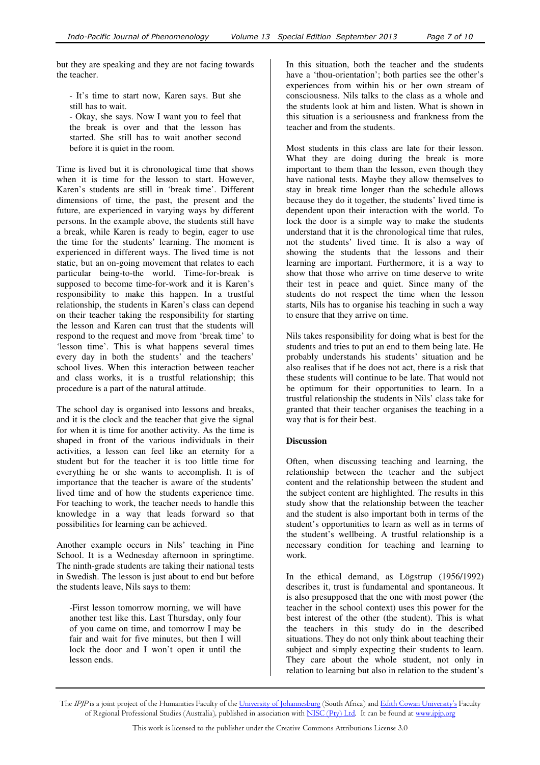but they are speaking and they are not facing towards the teacher.

> - It's time to start now, Karen says. But she still has to wait.
> - Okay, she says. Now I want you to feel that the break is over and that the lesson has started. She still has to wait another second before it is quiet in the room.

Time is lived but it is chronological time that shows when it is time for the lesson to start. However, Karen's students are still in 'break time'. Different dimensions of time, the past, the present and the future, are experienced in varying ways by different persons. In the example above, the students still have a break, while Karen is ready to begin, eager to use the time for the students' learning. The moment is experienced in different ways. The lived time is not static, but an on-going movement that relates to each particular being-to-the world. Time-for-break is supposed to become time-for-work and it is Karen's responsibility to make this happen. In a trustful relationship, the students in Karen's class can depend on their teacher taking the responsibility for starting the lesson and Karen can trust that the students will respond to the request and move from 'break time' to 'lesson time'. This is what happens several times every day in both the students' and the teachers' school lives. When this interaction between teacher and class works, it is a trustful relationship; this procedure is a part of the natural attitude.

The school day is organised into lessons and breaks, and it is the clock and the teacher that give the signal for when it is time for another activity. As the time is shaped in front of the various individuals in their activities, a lesson can feel like an eternity for a student but for the teacher it is too little time for everything he or she wants to accomplish. It is of importance that the teacher is aware of the students' lived time and of how the students experience time. For teaching to work, the teacher needs to handle this knowledge in a way that leads forward so that possibilities for learning can be achieved.

Another example occurs in Nils' teaching in Pine School. It is a Wednesday afternoon in springtime. The ninth-grade students are taking their national tests in Swedish. The lesson is just about to end but before the students leave, Nils says to them:

> -First lesson tomorrow morning, we will have another test like this. Last Thursday, only four of you came on time, and tomorrow I may be fair and wait for five minutes, but then I will lock the door and I won't open it until the lesson ends.

In this situation, both the teacher and the students have a 'thou-orientation'; both parties see the other's experiences from within his or her own stream of consciousness. Nils talks to the class as a whole and the students look at him and listen. What is shown in this situation is a seriousness and frankness from the teacher and from the students.

Most students in this class are late for their lesson. What they are doing during the break is more important to them than the lesson, even though they have national tests. Maybe they allow themselves to stay in break time longer than the schedule allows because they do it together, the students' lived time is dependent upon their interaction with the world. To lock the door is a simple way to make the students understand that it is the chronological time that rules, not the students' lived time. It is also a way of showing the students that the lessons and their learning are important. Furthermore, it is a way to show that those who arrive on time deserve to write their test in peace and quiet. Since many of the students do not respect the time when the lesson starts, Nils has to organise his teaching in such a way to ensure that they arrive on time.

Nils takes responsibility for doing what is best for the students and tries to put an end to them being late. He probably understands his students' situation and he also realises that if he does not act, there is a risk that these students will continue to be late. That would not be optimum for their opportunities to learn. In a trustful relationship the students in Nils' class take for granted that their teacher organises the teaching in a way that is for their best.

## Discussion

Often, when discussing teaching and learning, the relationship between the teacher and the subject content and the relationship between the student and the subject content are highlighted. The results in this study show that the relationship between the teacher and the student is also important both in terms of the student's opportunities to learn as well as in terms of the student's wellbeing. A trustful relationship is a necessary condition for teaching and learning to work.

In the ethical demand, as Lögstrup (1956/1992) describes it, trust is fundamental and spontaneous. It is also presupposed that the one with most power (the teacher in the school context) uses this power for the best interest of the other (the student). This is what the teachers in this study do in the described situations. They do not only think about teaching their subject and simply expecting their students to learn. They care about the whole student, not only in relation to learning but also in relation to the student's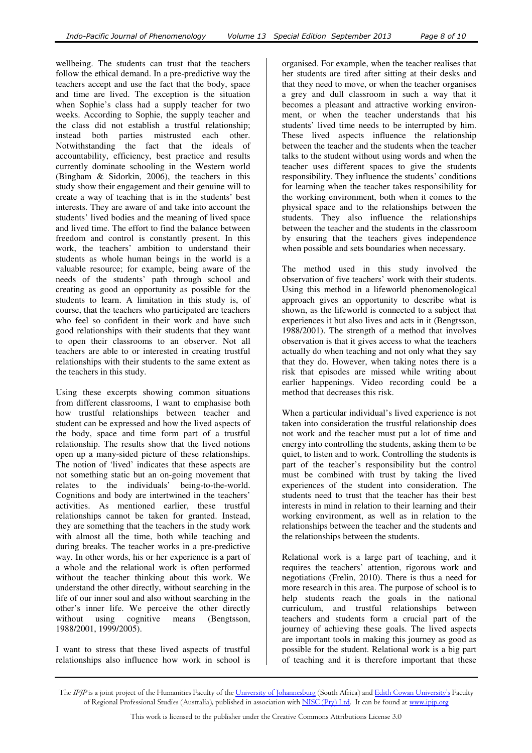wellbeing. The students can trust that the teachers follow the ethical demand. In a pre-predictive way the teachers accept and use the fact that the body, space and time are lived. The exception is the situation when Sophie's class had a supply teacher for two weeks. According to Sophie, the supply teacher and the class did not establish a trustful relationship; instead both parties mistrusted each other. Notwithstanding the fact that the ideals of accountability, efficiency, best practice and results currently dominate schooling in the Western world (Bingham & Sidorkin, 2006), the teachers in this study show their engagement and their genuine will to create a way of teaching that is in the students' best interests. They are aware of and take into account the students' lived bodies and the meaning of lived space and lived time. The effort to find the balance between freedom and control is constantly present. In this work, the teachers' ambition to understand their students as whole human beings in the world is a valuable resource; for example, being aware of the needs of the students' path through school and creating as good an opportunity as possible for the students to learn. A limitation in this study is, of course, that the teachers who participated are teachers who feel so confident in their work and have such good relationships with their students that they want to open their classrooms to an observer. Not all teachers are able to or interested in creating trustful relationships with their students to the same extent as the teachers in this study.

Using these excerpts showing common situations from different classrooms, I want to emphasise both how trustful relationships between teacher and student can be expressed and how the lived aspects of the body, space and time form part of a trustful relationship. The results show that the lived notions open up a many-sided picture of these relationships. The notion of 'lived' indicates that these aspects are not something static but an on-going movement that relates to the individuals' being-to-the-world. Cognitions and body are intertwined in the teachers' activities. As mentioned earlier, these trustful relationships cannot be taken for granted. Instead, they are something that the teachers in the study work with almost all the time, both while teaching and during breaks. The teacher works in a pre-predictive way. In other words, his or her experience is a part of a whole and the relational work is often performed without the teacher thinking about this work. We understand the other directly, without searching in the life of our inner soul and also without searching in the other's inner life. We perceive the other directly without using cognitive means (Bengtsson, 1988/2001, 1999/2005).

I want to stress that these lived aspects of trustful relationships also influence how work in school is organised. For example, when the teacher realises that her students are tired after sitting at their desks and that they need to move, or when the teacher organises a grey and dull classroom in such a way that it becomes a pleasant and attractive working environment, or when the teacher understands that his students' lived time needs to be interrupted by him. These lived aspects influence the relationship between the teacher and the students when the teacher talks to the student without using words and when the teacher uses different spaces to give the students responsibility. They influence the students' conditions for learning when the teacher takes responsibility for the working environment, both when it comes to the physical space and to the relationships between the students. They also influence the relationships between the teacher and the students in the classroom by ensuring that the teachers gives independence when possible and sets boundaries when necessary.

The method used in this study involved the observation of five teachers' work with their students. Using this method in a lifeworld phenomenological approach gives an opportunity to describe what is shown, as the lifeworld is connected to a subject that experiences it but also lives and acts in it (Bengtsson, 1988/2001). The strength of a method that involves observation is that it gives access to what the teachers actually do when teaching and not only what they say that they do. However, when taking notes there is a risk that episodes are missed while writing about earlier happenings. Video recording could be a method that decreases this risk.

When a particular individual's lived experience is not taken into consideration the trustful relationship does not work and the teacher must put a lot of time and energy into controlling the students, asking them to be quiet, to listen and to work. Controlling the students is part of the teacher's responsibility but the control must be combined with trust by taking the lived experiences of the student into consideration. The students need to trust that the teacher has their best interests in mind in relation to their learning and their working environment, as well as in relation to the relationships between the teacher and the students and the relationships between the students.

Relational work is a large part of teaching, and it requires the teachers' attention, rigorous work and negotiations (Frelin, 2010). There is thus a need for more research in this area. The purpose of school is to help students reach the goals in the national curriculum, and trustful relationships between teachers and students form a crucial part of the journey of achieving these goals. The lived aspects are important tools in making this journey as good as possible for the student. Relational work is a big part of teaching and it is therefore important that these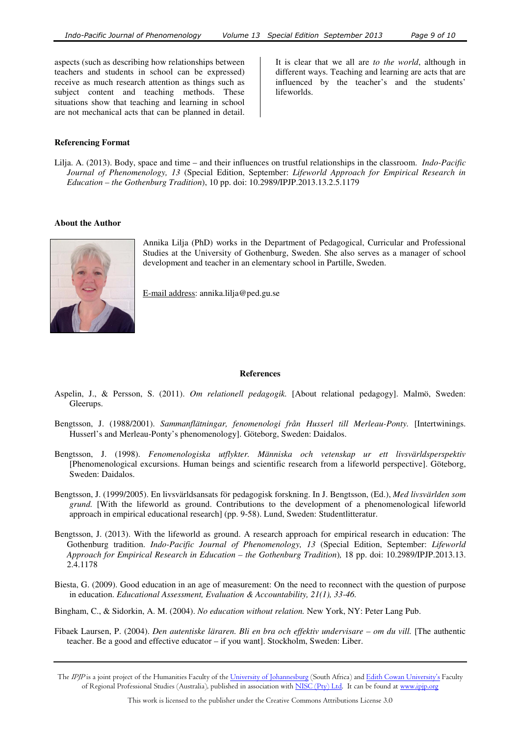aspects (such as describing how relationships between teachers and students in school can be expressed) receive as much research attention as things such as subject content and teaching methods. These situations show that teaching and learning in school are not mechanical acts that can be planned in detail.

It is clear that we all are *to the world*, although in different ways. Teaching and learning are acts that are influenced by the teacher's and the students' lifeworlds.

## Referencing Format

Lilja. A. (2013). Body, space and time – and their influences on trustful relationships in the classroom. *Indo-Pacific Journal of Phenomenology, 13* (Special Edition, September: *Lifeworld Approach for Empirical Research in Education – the Gothenburg Tradition*), 10 pp. doi: 10.2989/IPJP.2013.13.2.5.1179

## About the Author

Annika Lilja (PhD) works in the Department of Pedagogical, Curricular and Professional Studies at the University of Gothenburg, Sweden. She also serves as a manager of school development and teacher in an elementary school in Partille, Sweden.

E-mail address: annika.lilja@ped.gu.se

## References

Aspelin, J., & Persson, S. (2011). *Om relationell pedagogik.* [About relational pedagogy]. Malmö, Sweden: Gleerups.

Bengtsson, J. (1988/2001). *Sammanflätningar, fenomenologi från Husserl till Merleau-Ponty.* [Intertwinings. Husserl's and Merleau-Ponty's phenomenology]. Göteborg, Sweden: Daidalos.

Bengtsson, J. (1998). *Fenomenologiska utflykter. Människa och vetenskap ur ett livsvärldsperspektiv* [Phenomenological excursions. Human beings and scientific research from a lifeworld perspective]. Göteborg, Sweden: Daidalos.

Bengtsson, J. (1999/2005). En livsvärldsansats för pedagogisk forskning. In J. Bengtsson, (Ed.), *Med livsvärlden som grund.* [With the lifeworld as ground. Contributions to the development of a phenomenological lifeworld approach in empirical educational research] (pp. 9-58). Lund, Sweden: Studentlitteratur.

Bengtsson, J. (2013). With the lifeworld as ground. A research approach for empirical research in education: The Gothenburg tradition. *Indo-Pacific Journal of Phenomenology, 13* (Special Edition, September: *Lifeworld Approach for Empirical Research in Education – the Gothenburg Tradition*), 18 pp. doi: 10.2989/IPJP.2013.13.2.4.1178

Biesta, G. (2009). Good education in an age of measurement: On the need to reconnect with the question of purpose in education. *Educational Assessment, Evaluation & Accountability, 21(1), 33-46.*

Bingham, C., & Sidorkin, A. M. (2004). *No education without relation.* New York, NY: Peter Lang Pub.

Fibaek Laursen, P. (2004). *Den autentiske läraren. Bli en bra och effektiv undervisare – om du vill.* [The authentic teacher. Be a good and effective educator – if you want]. Stockholm, Sweden: Liber.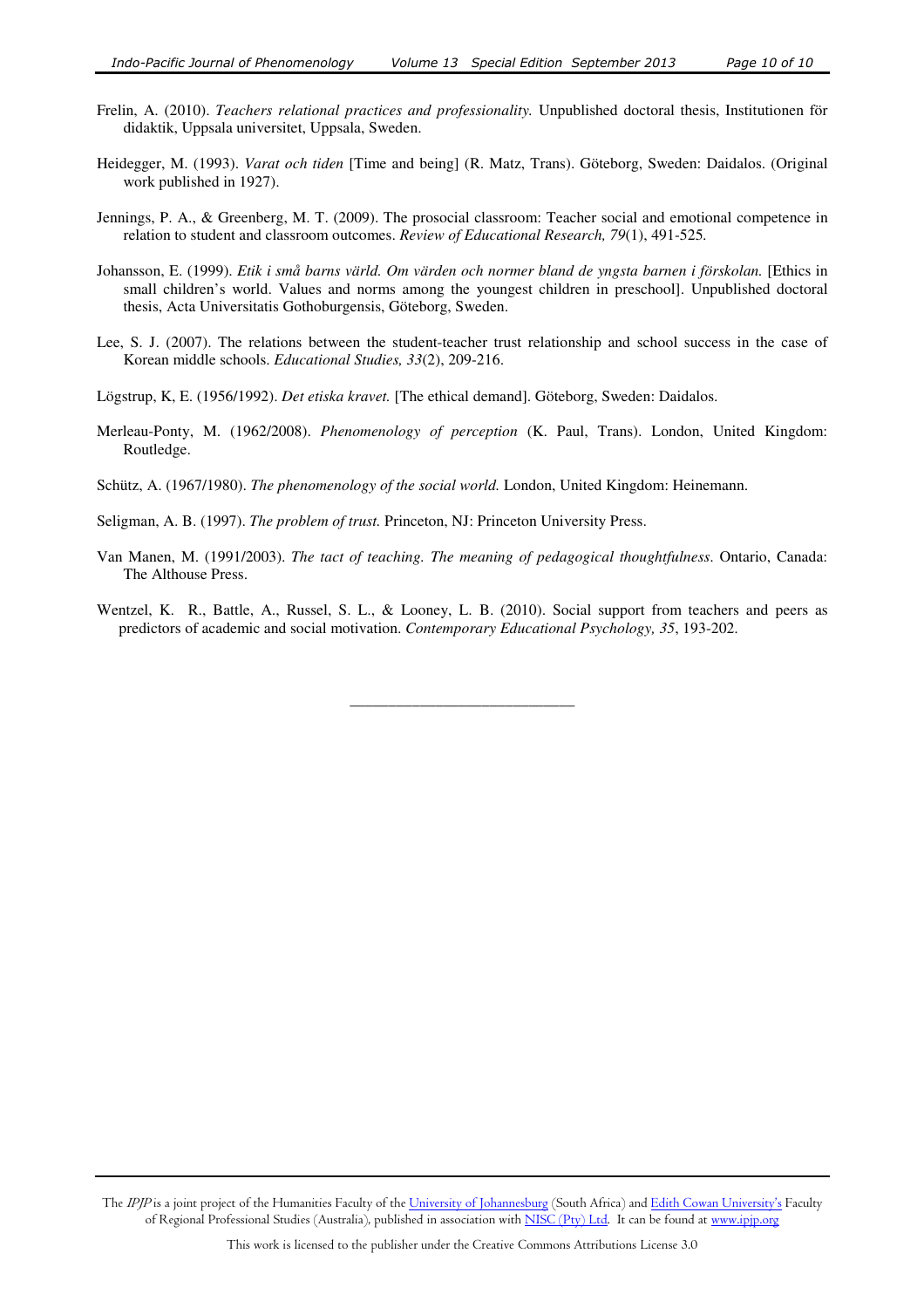Frelin, A. (2010). *Teachers relational practices and professionality.* Unpublished doctoral thesis, Institutionen för didaktik, Uppsala universitet, Uppsala, Sweden.

Heidegger, M. (1993). *Varat och tiden* [Time and being] (R. Matz, Trans). Göteborg, Sweden: Daidalos. (Original work published in 1927).

Jennings, P. A., & Greenberg, M. T. (2009). The prosocial classroom: Teacher social and emotional competence in relation to student and classroom outcomes. *Review of Educational Research, 79*(1), 491-525.

Johansson, E. (1999). *Etik i små barns värld. Om värden och normer bland de yngsta barnen i förskolan.* [Ethics in small children's world. Values and norms among the youngest children in preschool]. Unpublished doctoral thesis, Acta Universitatis Gothoburgensis, Göteborg, Sweden.

Lee, S. J. (2007). The relations between the student-teacher trust relationship and school success in the case of Korean middle schools. *Educational Studies, 33*(2), 209-216.

Lögstrup, K, E. (1956/1992). *Det etiska kravet.* [The ethical demand]. Göteborg, Sweden: Daidalos.

Merleau-Ponty, M. (1962/2008). *Phenomenology of perception* (K. Paul, Trans). London, United Kingdom: Routledge.

Schütz, A. (1967/1980). *The phenomenology of the social world.* London, United Kingdom: Heinemann.

Seligman, A. B. (1997). *The problem of trust.* Princeton, NJ: Princeton University Press.

Van Manen, M. (1991/2003). *The tact of teaching. The meaning of pedagogical thoughtfulness*. Ontario, Canada: The Althouse Press.

Wentzel, K. R., Battle, A., Russel, S. L., & Looney, L. B. (2010). Social support from teachers and peers as predictors of academic and social motivation. *Contemporary Educational Psychology, 35*, 193-202.

---

The *IPJP* is a joint project of the Humanities Faculty of the University of Johannesburg (South Africa) and Edith Cowan University's Faculty of Regional Professional Studies (Australia), published in association with NISC (Pty) Ltd. It can be found at www.ipjp.org

This work is licensed to the publisher under the Creative Commons Attributions License 3.0